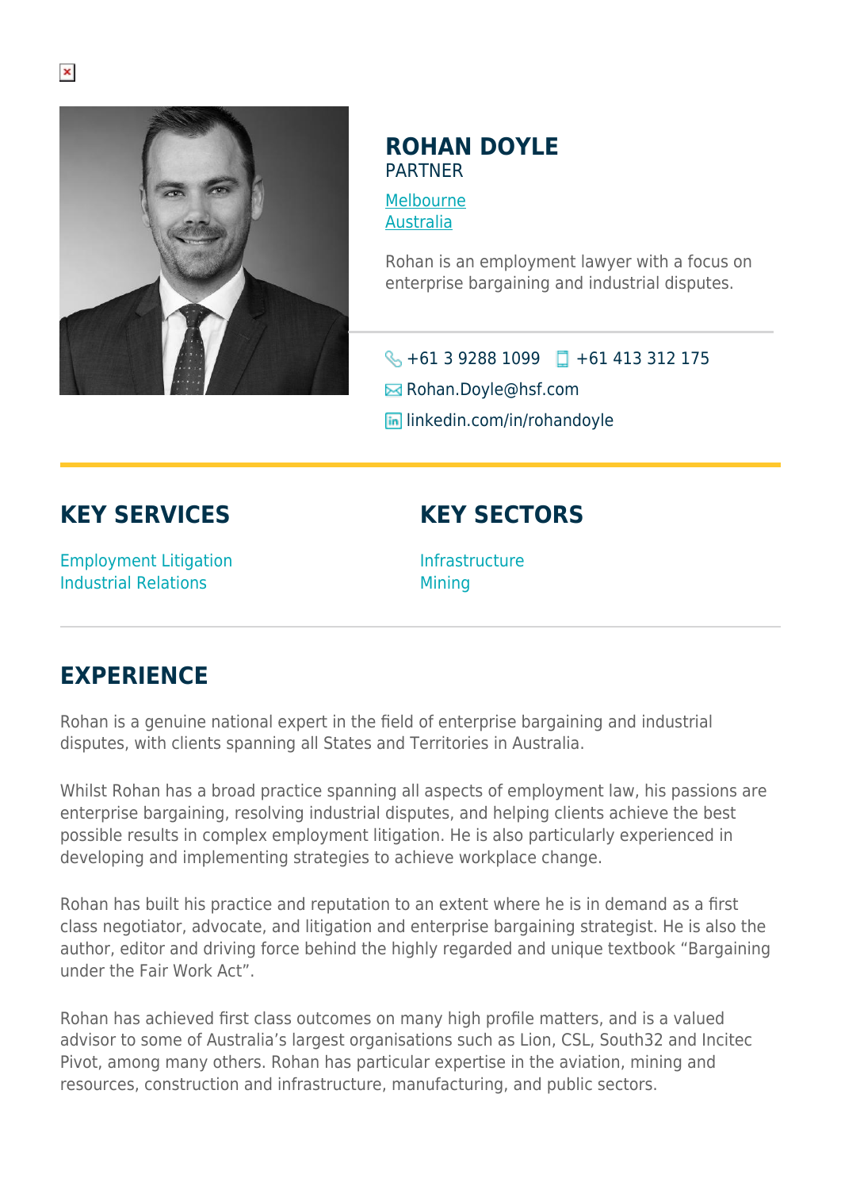# ROHAN DOYLE

PARTNER

[Melbourne](#)
[Australia](#)

Rohan is an employment lawyer with a focus on enterprise bargaining and industrial disputes.

+61 3 9288 1099 +61 413 312 175

Rohan.Doyle@hsf.com

linkedin.com/in/rohandoyle

## KEY SERVICES

Employment Litigation
Industrial Relations

## KEY SECTORS

Infrastructure
Mining

## EXPERIENCE

Rohan is a genuine national expert in the field of enterprise bargaining and industrial disputes, with clients spanning all States and Territories in Australia.

Whilst Rohan has a broad practice spanning all aspects of employment law, his passions are enterprise bargaining, resolving industrial disputes, and helping clients achieve the best possible results in complex employment litigation. He is also particularly experienced in developing and implementing strategies to achieve workplace change.

Rohan has built his practice and reputation to an extent where he is in demand as a first class negotiator, advocate, and litigation and enterprise bargaining strategist. He is also the author, editor and driving force behind the highly regarded and unique textbook "Bargaining under the Fair Work Act".

Rohan has achieved first class outcomes on many high profile matters, and is a valued advisor to some of Australia's largest organisations such as Lion, CSL, South32 and Incitec Pivot, among many others. Rohan has particular expertise in the aviation, mining and resources, construction and infrastructure, manufacturing, and public sectors.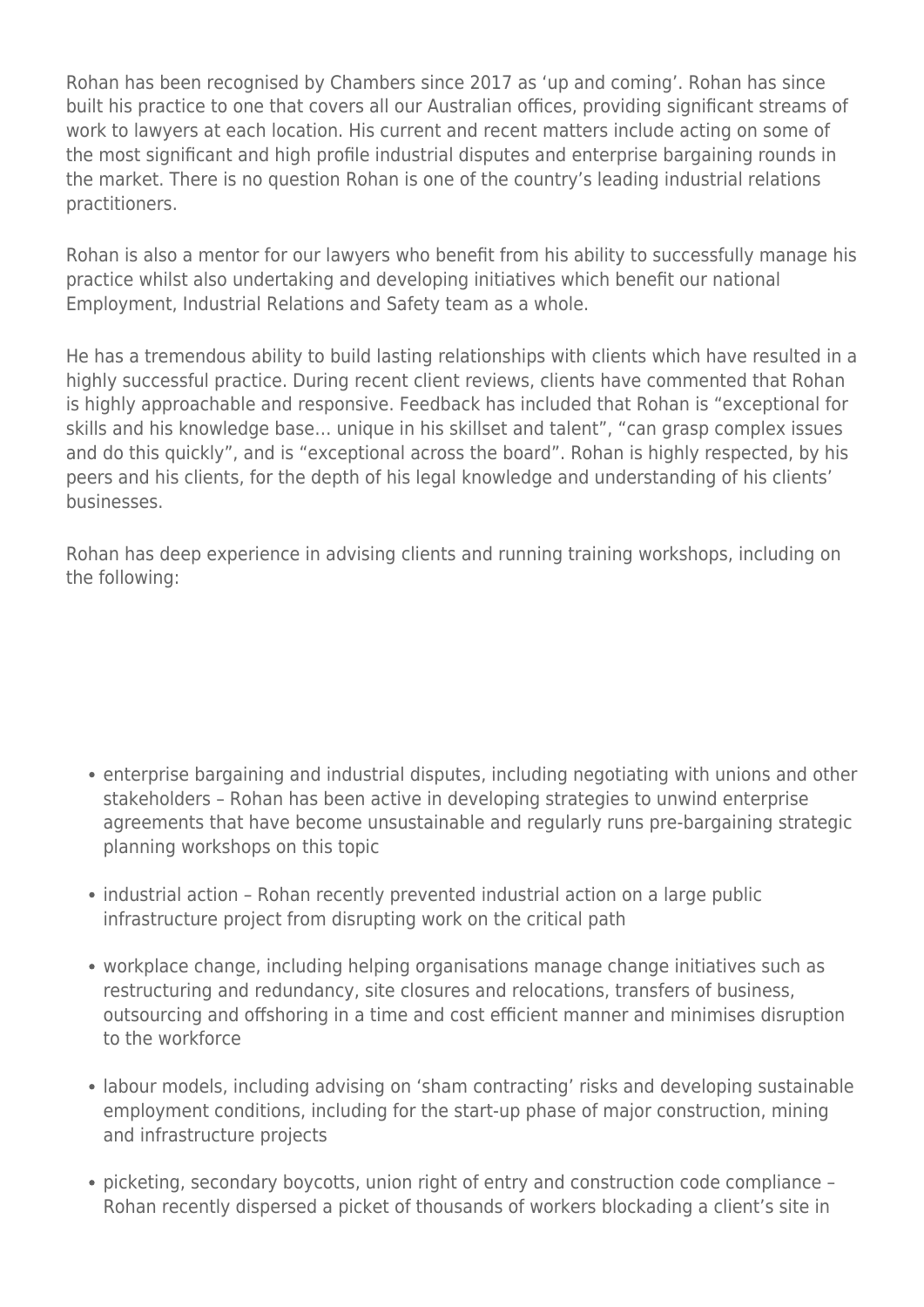Rohan has been recognised by Chambers since 2017 as 'up and coming'. Rohan has since built his practice to one that covers all our Australian offices, providing significant streams of work to lawyers at each location. His current and recent matters include acting on some of the most significant and high profile industrial disputes and enterprise bargaining rounds in the market. There is no question Rohan is one of the country's leading industrial relations practitioners.

Rohan is also a mentor for our lawyers who benefit from his ability to successfully manage his practice whilst also undertaking and developing initiatives which benefit our national Employment, Industrial Relations and Safety team as a whole.

He has a tremendous ability to build lasting relationships with clients which have resulted in a highly successful practice. During recent client reviews, clients have commented that Rohan is highly approachable and responsive. Feedback has included that Rohan is "exceptional for skills and his knowledge base… unique in his skillset and talent", "can grasp complex issues and do this quickly", and is "exceptional across the board". Rohan is highly respected, by his peers and his clients, for the depth of his legal knowledge and understanding of his clients' businesses.

Rohan has deep experience in advising clients and running training workshops, including on the following:

- enterprise bargaining and industrial disputes, including negotiating with unions and other stakeholders – Rohan has been active in developing strategies to unwind enterprise agreements that have become unsustainable and regularly runs pre-bargaining strategic planning workshops on this topic
- industrial action – Rohan recently prevented industrial action on a large public infrastructure project from disrupting work on the critical path
- workplace change, including helping organisations manage change initiatives such as restructuring and redundancy, site closures and relocations, transfers of business, outsourcing and offshoring in a time and cost efficient manner and minimises disruption to the workforce
- labour models, including advising on 'sham contracting' risks and developing sustainable employment conditions, including for the start-up phase of major construction, mining and infrastructure projects
- picketing, secondary boycotts, union right of entry and construction code compliance – Rohan recently dispersed a picket of thousands of workers blockading a client's site in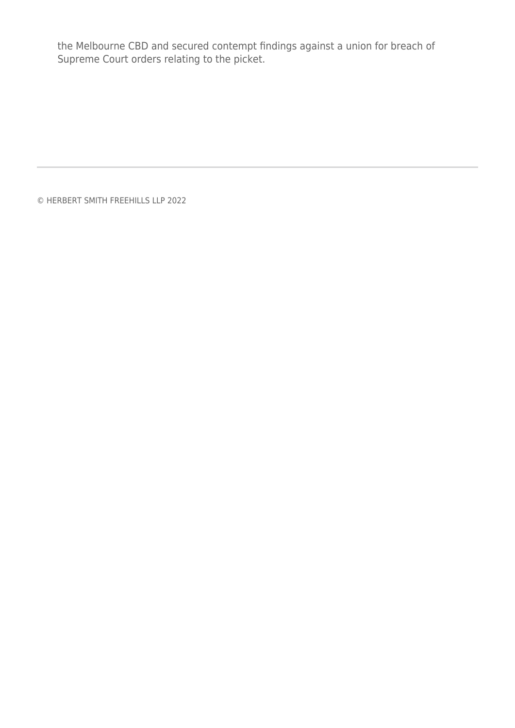the Melbourne CBD and secured contempt findings against a union for breach of Supreme Court orders relating to the picket.

© HERBERT SMITH FREEHILLS LLP 2022